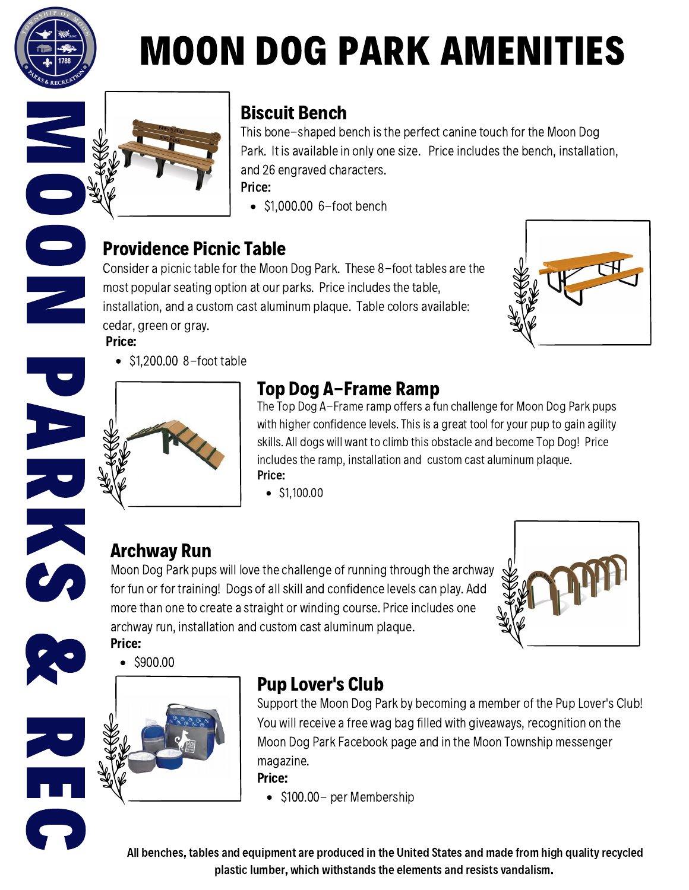# MOON DOG PARK AMENITIES

MOON PARKS & REC

## Biscuit Bench

This bone-shaped bench is the perfect canine touch for the Moon Dog Park. It is available in only one size. Price includes the bench, installation, and 26 engraved characters.

**Price:**

- $1,000.00 6-foot bench

## Providence Picnic Table

Consider a picnic table for the Moon Dog Park. These 8-foot tables are the most popular seating option at our parks. Price includes the table, installation, and a custom cast aluminum plaque. Table colors available: cedar, green or gray.

**Price:**

- $1,200.00 8-foot table

## Top Dog A-Frame Ramp

The Top Dog A-Frame ramp offers a fun challenge for Moon Dog Park pups with higher confidence levels. This is a great tool for your pup to gain agility skills. All dogs will want to climb this obstacle and become Top Dog! Price includes the ramp, installation and custom cast aluminum plaque.

**Price:**

- $1,100.00

## Archway Run

Moon Dog Park pups will love the challenge of running through the archway for fun or for training! Dogs of all skill and confidence levels can play. Add more than one to create a straight or winding course. Price includes one archway run, installation and custom cast aluminum plaque.

**Price:**

- $900.00

## Pup Lover's Club

Support the Moon Dog Park by becoming a member of the Pup Lover's Club! You will receive a free wag bag filled with giveaways, recognition on the Moon Dog Park Facebook page and in the Moon Township messenger magazine.

**Price:**

- $100.00- per Membership

**All benches, tables and equipment are produced in the United States and made from high quality recycled plastic lumber, which withstands the elements and resists vandalism.**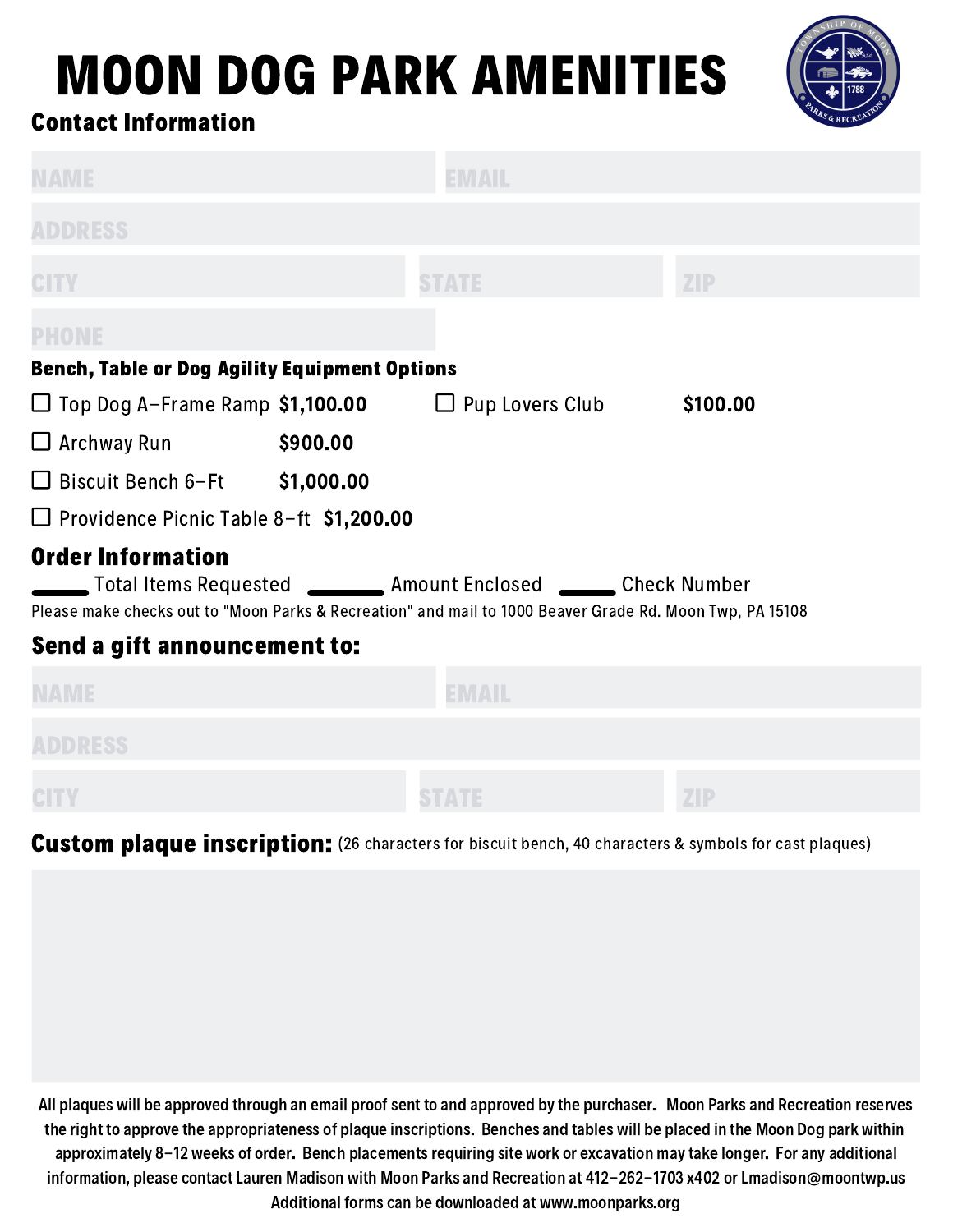# MOON DOG PARK AMENITIES

## Contact Information

NAME

EMAIL

ADDRESS

CITY

STATE

ZIP

PHONE

### Bench, Table or Dog Agility Equipment Options

- ☐ Top Dog A-Frame Ramp **$1,100.00**
- ☐ Archway Run **$900.00**
- ☐ Biscuit Bench 6-Ft **$1,000.00**
- ☐ Providence Picnic Table 8-ft **$1,200.00**
- ☐ Pup Lovers Club **$100.00**

## Order Information

_____ Total Items Requested _____ Amount Enclosed _____ Check Number

Please make checks out to "Moon Parks & Recreation" and mail to 1000 Beaver Grade Rd. Moon Twp, PA 15108

## Send a gift announcement to:

NAME

EMAIL

ADDRESS

CITY

STATE

ZIP

## Custom plaque inscription:

(26 characters for biscuit bench, 40 characters & symbols for cast plaques)

All plaques will be approved through an email proof sent to and approved by the purchaser. Moon Parks and Recreation reserves the right to approve the appropriateness of plaque inscriptions. Benches and tables will be placed in the Moon Dog park within approximately 8-12 weeks of order. Bench placements requiring site work or excavation may take longer. For any additional information, please contact Lauren Madison with Moon Parks and Recreation at 412-262-1703 x402 or Lmadison@moontwp.us

Additional forms can be downloaded at www.moonparks.org